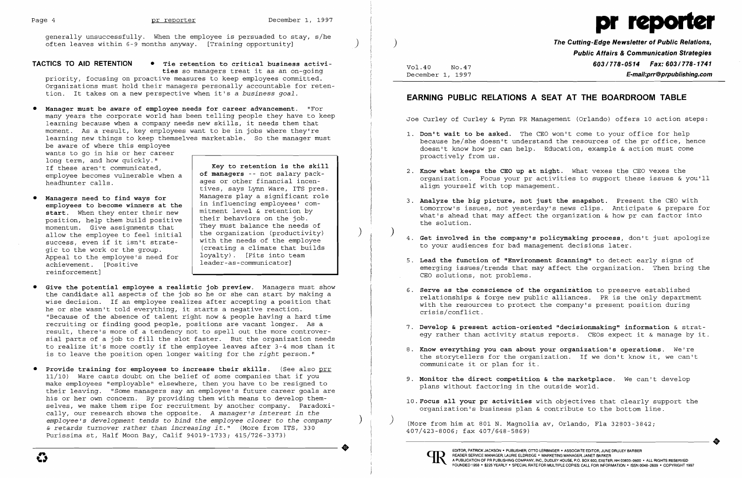generally unsuccessfully. When the employee is persuaded to stay, s/he often leaves within 6-9 months anyway. [Training opportunity]

**TACTICS TO AID RETENTION**

- **Tie retention to critical business activities** so managers treat it as an on-going priority, focusing on proactive measures to keep employees committed. Organizations must hold their managers personally accountable for retention. It takes on a new perspective when it's *a business goal*.

- **Manager must be aware of employee needs for career advancement.** "For many years the corporate world has been telling people they have to keep learning because when a company needs new skills, it needs them that moment. As a result, key employees want to be in jobs where they're learning new things to keep themselves marketable. So the manager must be aware of where this employee wants to go in his or her career long term, and how quickly." If these aren't communicated, employee becomes vulnerable when a headhunter calls.

- **Managers need to find ways for employees to become winners at the start.** When they enter their new position, help them build positive momentum. Give assignments that allow the employee to feel initial success, even if it isn't strategic to the work or the group. Appeal to the employee's need for achievement. [Positive reinforcement]

> **Key to retention is the skill of managers** -- not salary packages or other financial incentives, says Lynn Ware, ITS pres. Managers play a significant role in influencing employees' commitment level & retention by their behaviors on the job. They must balance the needs of the organization (productivity) with the needs of the employee (creating a climate that builds loyalty). [Fits into team leader-as-communicator]

- **Give the potential employee a realistic job preview.** Managers must show the candidate all aspects of the job so he or she can start by making a wise decision. If an employee realizes after accepting a position that he or she wasn't told everything, it starts a negative reaction. "Because of the absence of talent right now & people having a hard time recruiting or finding good people, positions are vacant longer. As a result, there's more of a tendency not to spell out the more controversial parts of a job to fill the slot faster. But the organization needs to realize it's more costly if the employee leaves after 3-4 mos than it is to leave the position open longer waiting for the *right* person."

- **Provide training for employees to increase their skills.** (See also prr 11/10) Ware casts doubt on the belief of some companies that if you make employees "employable" elsewhere, then you have to be resigned to their leaving. "Some managers say an employee's future career goals are his or her own concern. By providing them with means to develop themselves, we make them ripe for recruitment by another company. Paradoxically, our research shows the opposite. *A manager's interest in the employee's development tends to bind the employee closer to the company & retards turnover rather than increasing it.*" (More from ITS, 330 Purissima st, Half Moon Bay, Calif 94019-1733; 415/726-3373)

# pr reporter

**The Cutting-Edge Newsletter of Public Relations, Public Affairs & Communication Strategies**
**603/778-0514 Fax: 603/778-1741**
**E-mail:prr@prpublishing.com**

Vol.40 No.47
December 1, 1997

## EARNING PUBLIC RELATIONS A SEAT AT THE BOARDROOM TABLE

Joe Curley of Curley & Pynn PR Management (Orlando) offers 10 action steps:

1. **Don't wait to be asked.** The CEO won't come to your office for help because he/she doesn't understand the resources of the pr office, hence doesn't know how pr can help. Education, example & action must come proactively from us.
2. **Know what keeps the CEO up at night.** What vexes the CEO vexes the organization. Focus your pr activities to support these issues & you'll align yourself with top management.
3. **Analyze the big picture, not just the snapshot.** Present the CEO with tomorrow's issues, *not* yesterday's news clips. Anticipate & prepare for what's ahead that may affect the organization & how pr can factor into the solution.
4. **Get involved in the company's policymaking process**, don't just apologize to your audiences for bad management decisions later.
5. **Lead the function of "Environment Scanning"** to detect early signs of emerging issues/trends that may affect the organization. Then bring the CEO solutions, not problems.
6. **Serve as the conscience of the organization** to preserve established relationships & forge new public alliances. PR is the only department with the resources to protect the company's present position during crisis/conflict.
7. **Develop & present action-oriented "decisionmaking" information** & strategy rather than activity status reports. CEOs expect it & manage by it.
8. **Know everything you can about your organization's operations.** We're the storytellers for the organization. If we don't know it, we can't communicate it or plan for it.
9. **Monitor the direct competition & the marketplace.** We can't develop plans without factoring in the outside world.
10. **Focus all your pr activities** with objectives that clearly support the organization's business plan & contribute to the bottom line.

(More from him at 801 N. Magnolia av, Orlando, Fla 32803-3842; 407/423-8006; fax 407/648-5869)

EDITOR, PATRICK JACKSON • PUBLISHER, OTTO LERBINGER • ASSOCIATE EDITOR, JUNE DRULEY BARBER
READER SERVICE MANAGER, LAURIE ELDRIDGE • MARKETING MANAGER, JANET BARKER
A PUBLICATION OF PR PUBLISHING COMPANY, INC., DUDLEY HOUSE, P.O. BOX 600, EXETER, NH 03833-0600 • ALL RIGHTS RESERVED
FOUNDED 1958 • $225 YEARLY • SPECIAL RATE FOR MULTIPLE COPIES: CALL FOR INFORMATION • ISSN 0048-2609 • COPYRIGHT 1997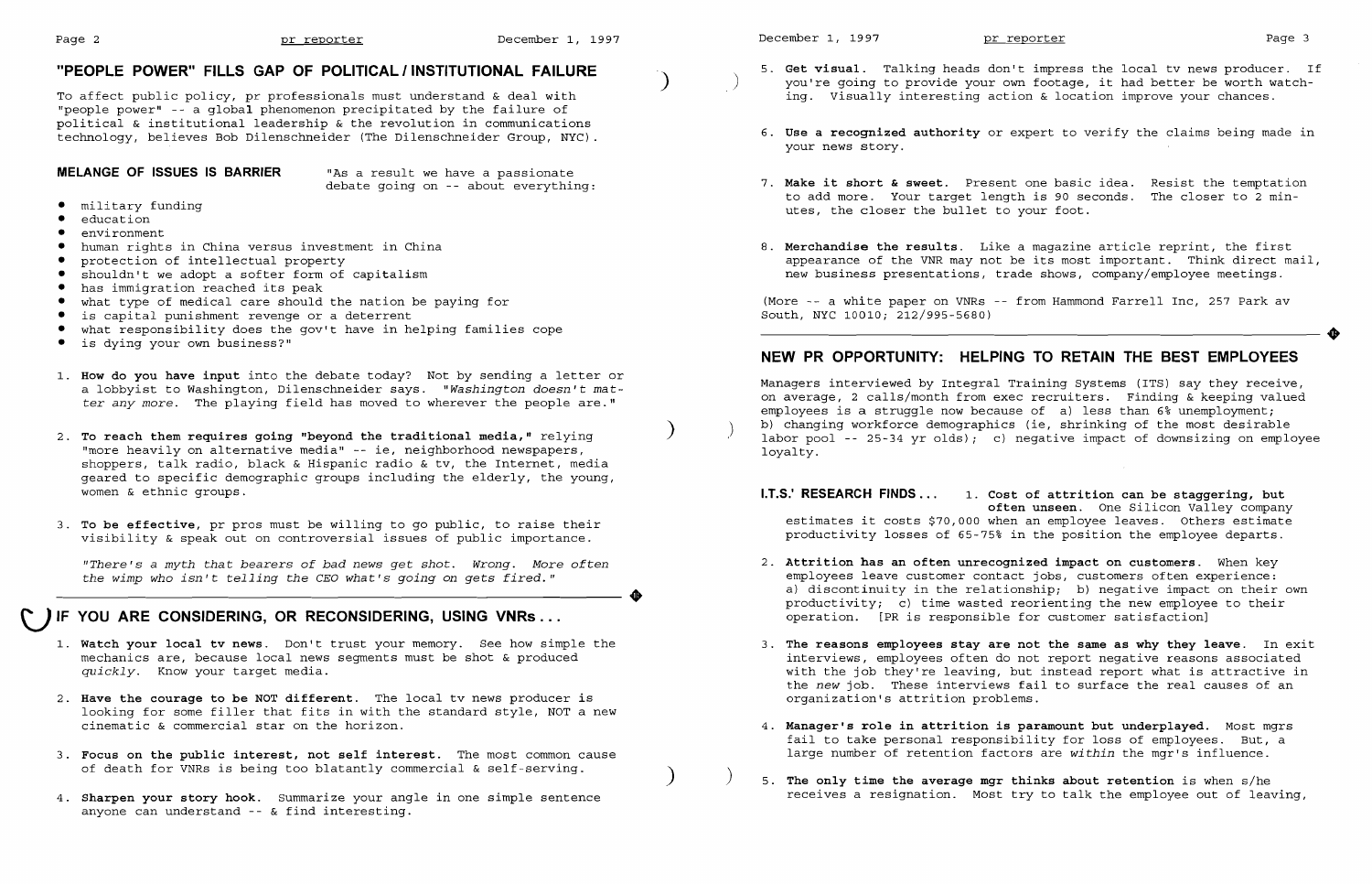## "PEOPLE POWER" FILLS GAP OF POLITICAL / INSTITUTIONAL FAILURE

To affect public policy, pr professionals must understand & deal with "people power" -- a global phenomenon precipitated by the failure of political & institutional leadership & the revolution in communications technology, believes Bob Dilenschneider (The Dilenschneider Group, NYC).

**MELANGE OF ISSUES IS BARRIER** "As a result we have a passionate debate going on -- about everything:

- military funding
- education
- environment
- human rights in China versus investment in China
- protection of intellectual property
- shouldn't we adopt a softer form of capitalism
- has immigration reached its peak
- what type of medical care should the nation be paying for
- is capital punishment revenge or a deterrent
- what responsibility does the gov't have in helping families cope
- is dying your own business?"

1. **How do you have input** into the debate today? Not by sending a letter or a lobbyist to Washington, Dilenschneider says. *"Washington doesn't matter any more.* The playing field has moved to wherever the people are."

2. **To reach them requires going "beyond the traditional media,"** relying "more heavily on alternative media" -- ie, neighborhood newspapers, shoppers, talk radio, black & Hispanic radio & tv, the Internet, media geared to specific demographic groups including the elderly, the young, women & ethnic groups.

3. **To be effective**, pr pros must be willing to go public, to raise their visibility & speak out on controversial issues of public importance.

*"There's a myth that bearers of bad news get shot. Wrong. More often the wimp who isn't telling the CEO what's going on gets fired."*

## IF YOU ARE CONSIDERING, OR RECONSIDERING, USING VNRs...

1. **Watch your local tv news**. Don't trust your memory. See how simple the mechanics are, because local news segments must be shot & produced *quickly*. Know your target media.

2. **Have the courage to be NOT different**. The local tv news producer is looking for some filler that fits in with the standard style, NOT a new cinematic & commercial star on the horizon.

3. **Focus on the public interest, not self interest**. The most common cause of death for VNRs is being too blatantly commercial & self-serving.

4. **Sharpen your story hook**. Summarize your angle in one simple sentence anyone can understand -- & find interesting.

5. **Get visual**. Talking heads don't impress the local tv news producer. If you're going to provide your own footage, it had better be worth watching. Visually interesting action & location improve your chances.

6. **Use a recognized authority** or expert to verify the claims being made in your news story.

7. **Make it short & sweet**. Present one basic idea. Resist the temptation to add more. Your target length is 90 seconds. The closer to 2 minutes, the closer the bullet to your foot.

8. **Merchandise the results**. Like a magazine article reprint, the first appearance of the VNR may not be its most important. Think direct mail, new business presentations, trade shows, company/employee meetings.

(More -- a white paper on VNRs -- from Hammond Farrell Inc, 257 Park av South, NYC 10010; 212/995-5680)

## NEW PR OPPORTUNITY: HELPING TO RETAIN THE BEST EMPLOYEES

Managers interviewed by Integral Training Systems (ITS) say they receive, on average, 2 calls/month from exec recruiters. Finding & keeping valued employees is a struggle now because of a) less than 6% unemployment; b) changing workforce demographics (ie, shrinking of the most desirable labor pool -- 25-34 yr olds); c) negative impact of downsizing on employee loyalty.

**I.T.S.' RESEARCH FINDS...**

1. **Cost of attrition can be staggering, but often unseen**. One Silicon Valley company estimates it costs $70,000 when an employee leaves. Others estimate productivity losses of 65-75% in the position the employee departs.

2. **Attrition has an often unrecognized impact on customers**. When key employees leave customer contact jobs, customers often experience: a) discontinuity in the relationship; b) negative impact on their own productivity; c) time wasted reorienting the new employee to their operation. [PR is responsible for customer satisfaction]

3. **The reasons employees stay are not the same as why they leave**. In exit interviews, employees often do not report negative reasons associated with the job they're leaving, but instead report what is attractive in the *new* job. These interviews fail to surface the real causes of an organization's attrition problems.

4. **Manager's role in attrition is paramount but underplayed.** Most mgrs fail to take personal responsibility for loss of employees. But, a large number of retention factors are *within* the mgr's influence.

5. **The only time the average mgr thinks about retention** is when s/he receives a resignation. Most try to talk the employee out of leaving,